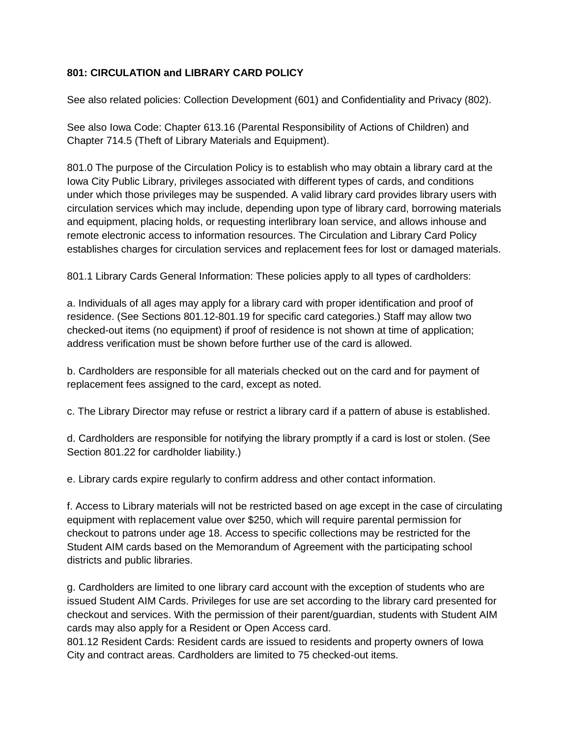**801: CIRCULATION and LIBRARY CARD POLICY**

See also related policies: Collection Development (601) and Confidentiality and Privacy (802).

See also Iowa Code: Chapter 613.16 (Parental Responsibility of Actions of Children) and Chapter 714.5 (Theft of Library Materials and Equipment).

801.0 The purpose of the Circulation Policy is to establish who may obtain a library card at the Iowa City Public Library, privileges associated with different types of cards, and conditions under which those privileges may be suspended. A valid library card provides library users with circulation services which may include, depending upon type of library card, borrowing materials and equipment, placing holds, or requesting interlibrary loan service, and allows inhouse and remote electronic access to information resources. The Circulation and Library Card Policy establishes charges for circulation services and replacement fees for lost or damaged materials.

801.1 Library Cards General Information: These policies apply to all types of cardholders:

a. Individuals of all ages may apply for a library card with proper identification and proof of residence. (See Sections 801.12-801.19 for specific card categories.) Staff may allow two checked-out items (no equipment) if proof of residence is not shown at time of application; address verification must be shown before further use of the card is allowed.

b. Cardholders are responsible for all materials checked out on the card and for payment of replacement fees assigned to the card, except as noted.

c. The Library Director may refuse or restrict a library card if a pattern of abuse is established.

d. Cardholders are responsible for notifying the library promptly if a card is lost or stolen. (See Section 801.22 for cardholder liability.)

e. Library cards expire regularly to confirm address and other contact information.

f. Access to Library materials will not be restricted based on age except in the case of circulating equipment with replacement value over $250, which will require parental permission for checkout to patrons under age 18. Access to specific collections may be restricted for the Student AIM cards based on the Memorandum of Agreement with the participating school districts and public libraries.

g. Cardholders are limited to one library card account with the exception of students who are issued Student AIM Cards. Privileges for use are set according to the library card presented for checkout and services. With the permission of their parent/guardian, students with Student AIM cards may also apply for a Resident or Open Access card.

801.12 Resident Cards: Resident cards are issued to residents and property owners of Iowa City and contract areas. Cardholders are limited to 75 checked-out items.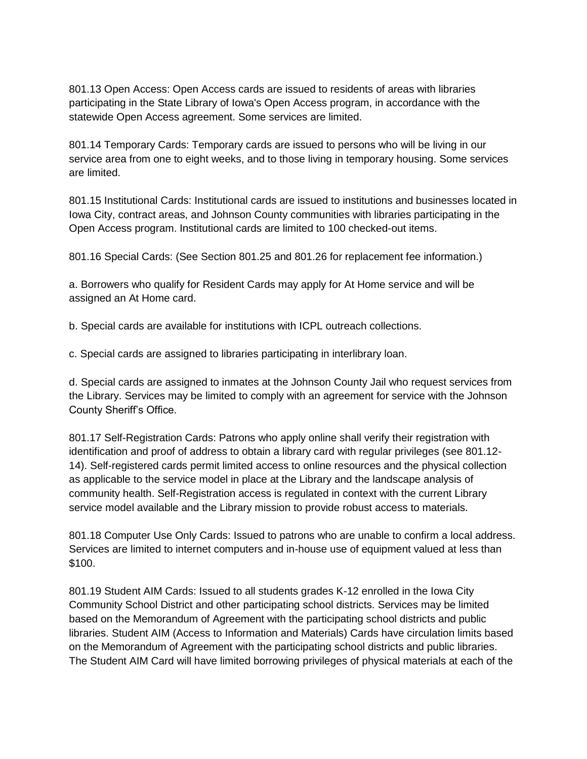801.13 Open Access: Open Access cards are issued to residents of areas with libraries participating in the State Library of Iowa's Open Access program, in accordance with the statewide Open Access agreement. Some services are limited.

801.14 Temporary Cards: Temporary cards are issued to persons who will be living in our service area from one to eight weeks, and to those living in temporary housing. Some services are limited.

801.15 Institutional Cards: Institutional cards are issued to institutions and businesses located in Iowa City, contract areas, and Johnson County communities with libraries participating in the Open Access program. Institutional cards are limited to 100 checked-out items.

801.16 Special Cards: (See Section 801.25 and 801.26 for replacement fee information.)

a. Borrowers who qualify for Resident Cards may apply for At Home service and will be assigned an At Home card.

b. Special cards are available for institutions with ICPL outreach collections.

c. Special cards are assigned to libraries participating in interlibrary loan.

d. Special cards are assigned to inmates at the Johnson County Jail who request services from the Library. Services may be limited to comply with an agreement for service with the Johnson County Sheriff's Office.

801.17 Self-Registration Cards: Patrons who apply online shall verify their registration with identification and proof of address to obtain a library card with regular privileges (see 801.12-14). Self-registered cards permit limited access to online resources and the physical collection as applicable to the service model in place at the Library and the landscape analysis of community health. Self-Registration access is regulated in context with the current Library service model available and the Library mission to provide robust access to materials.

801.18 Computer Use Only Cards: Issued to patrons who are unable to confirm a local address. Services are limited to internet computers and in-house use of equipment valued at less than $100.

801.19 Student AIM Cards: Issued to all students grades K-12 enrolled in the Iowa City Community School District and other participating school districts. Services may be limited based on the Memorandum of Agreement with the participating school districts and public libraries. Student AIM (Access to Information and Materials) Cards have circulation limits based on the Memorandum of Agreement with the participating school districts and public libraries. The Student AIM Card will have limited borrowing privileges of physical materials at each of the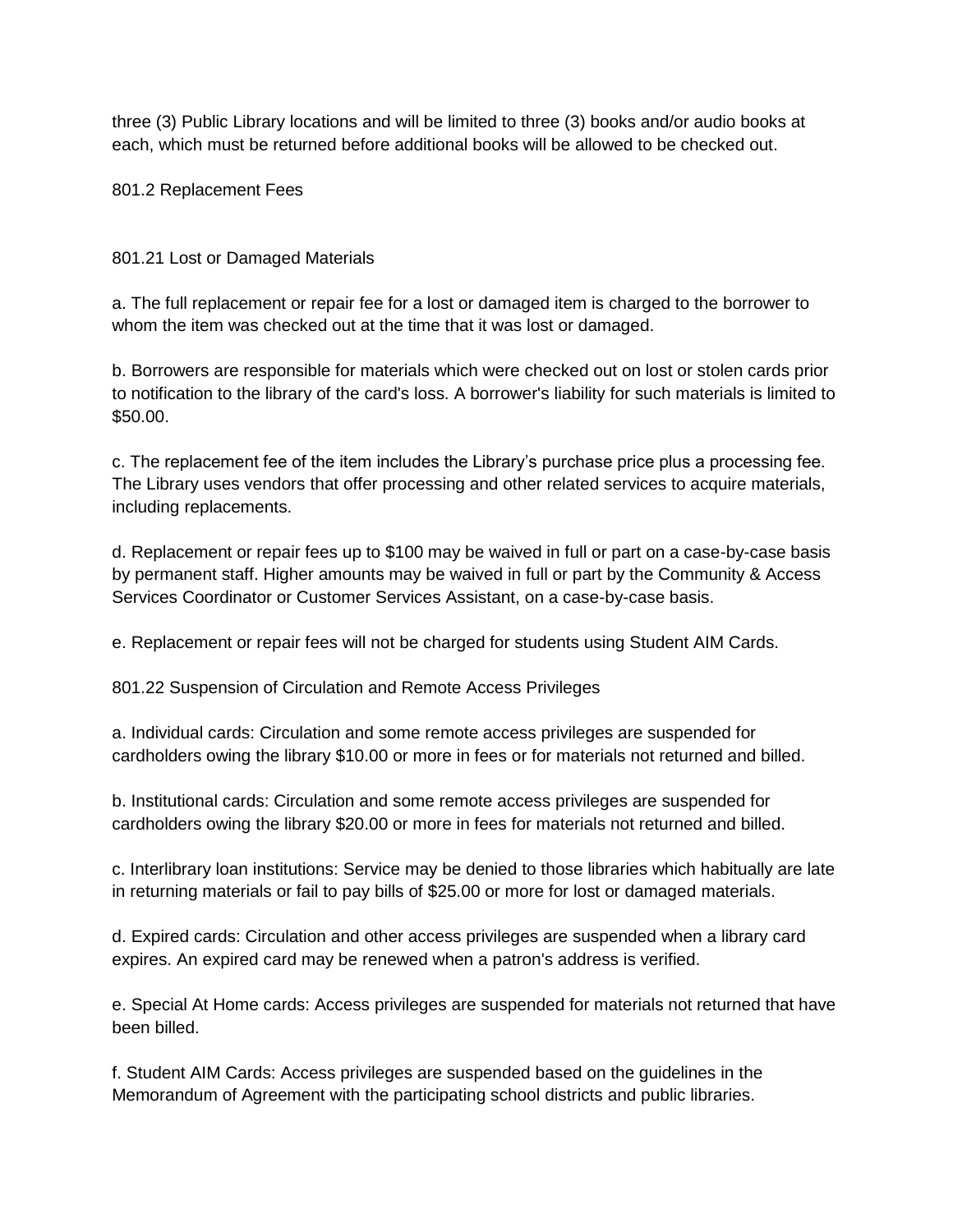three (3) Public Library locations and will be limited to three (3) books and/or audio books at each, which must be returned before additional books will be allowed to be checked out.

## 801.2 Replacement Fees

### 801.21 Lost or Damaged Materials

a. The full replacement or repair fee for a lost or damaged item is charged to the borrower to whom the item was checked out at the time that it was lost or damaged.

b. Borrowers are responsible for materials which were checked out on lost or stolen cards prior to notification to the library of the card's loss. A borrower's liability for such materials is limited to $50.00.

c. The replacement fee of the item includes the Library's purchase price plus a processing fee. The Library uses vendors that offer processing and other related services to acquire materials, including replacements.

d. Replacement or repair fees up to $100 may be waived in full or part on a case-by-case basis by permanent staff. Higher amounts may be waived in full or part by the Community & Access Services Coordinator or Customer Services Assistant, on a case-by-case basis.

e. Replacement or repair fees will not be charged for students using Student AIM Cards.

### 801.22 Suspension of Circulation and Remote Access Privileges

a. Individual cards: Circulation and some remote access privileges are suspended for cardholders owing the library $10.00 or more in fees or for materials not returned and billed.

b. Institutional cards: Circulation and some remote access privileges are suspended for cardholders owing the library $20.00 or more in fees for materials not returned and billed.

c. Interlibrary loan institutions: Service may be denied to those libraries which habitually are late in returning materials or fail to pay bills of $25.00 or more for lost or damaged materials.

d. Expired cards: Circulation and other access privileges are suspended when a library card expires. An expired card may be renewed when a patron's address is verified.

e. Special At Home cards: Access privileges are suspended for materials not returned that have been billed.

f. Student AIM Cards: Access privileges are suspended based on the guidelines in the Memorandum of Agreement with the participating school districts and public libraries.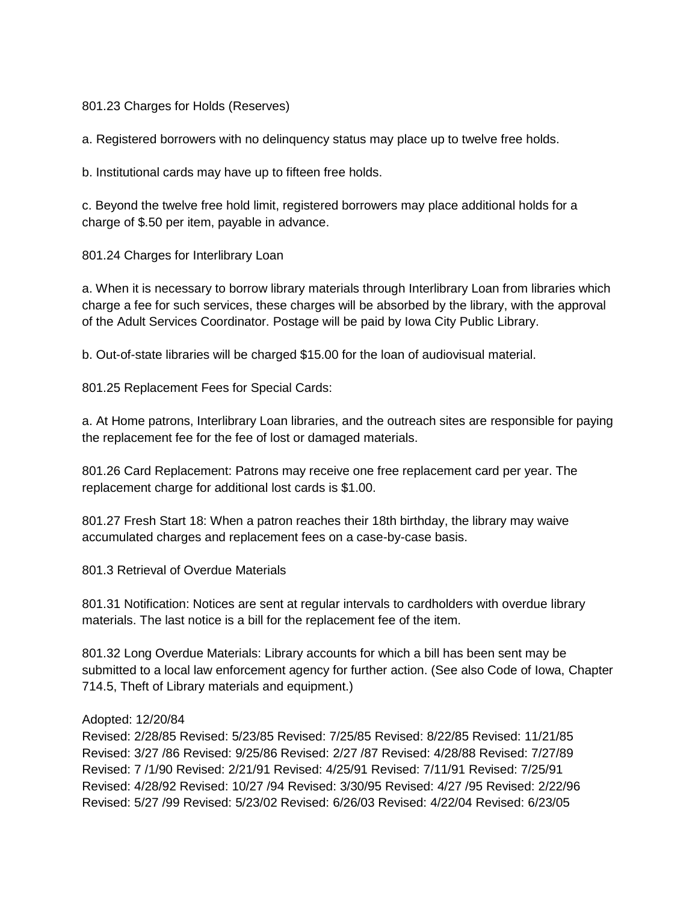801.23 Charges for Holds (Reserves)

a. Registered borrowers with no delinquency status may place up to twelve free holds.

b. Institutional cards may have up to fifteen free holds.

c. Beyond the twelve free hold limit, registered borrowers may place additional holds for a charge of $.50 per item, payable in advance.

801.24 Charges for Interlibrary Loan

a. When it is necessary to borrow library materials through Interlibrary Loan from libraries which charge a fee for such services, these charges will be absorbed by the library, with the approval of the Adult Services Coordinator. Postage will be paid by Iowa City Public Library.

b. Out-of-state libraries will be charged $15.00 for the loan of audiovisual material.

801.25 Replacement Fees for Special Cards:

a. At Home patrons, Interlibrary Loan libraries, and the outreach sites are responsible for paying the replacement fee for the fee of lost or damaged materials.

801.26 Card Replacement: Patrons may receive one free replacement card per year. The replacement charge for additional lost cards is $1.00.

801.27 Fresh Start 18: When a patron reaches their 18th birthday, the library may waive accumulated charges and replacement fees on a case-by-case basis.

801.3 Retrieval of Overdue Materials

801.31 Notification: Notices are sent at regular intervals to cardholders with overdue library materials. The last notice is a bill for the replacement fee of the item.

801.32 Long Overdue Materials: Library accounts for which a bill has been sent may be submitted to a local law enforcement agency for further action. (See also Code of Iowa, Chapter 714.5, Theft of Library materials and equipment.)

Adopted: 12/20/84
Revised: 2/28/85 Revised: 5/23/85 Revised: 7/25/85 Revised: 8/22/85 Revised: 11/21/85 Revised: 3/27 /86 Revised: 9/25/86 Revised: 2/27 /87 Revised: 4/28/88 Revised: 7/27/89 Revised: 7 /1/90 Revised: 2/21/91 Revised: 4/25/91 Revised: 7/11/91 Revised: 7/25/91 Revised: 4/28/92 Revised: 10/27 /94 Revised: 3/30/95 Revised: 4/27 /95 Revised: 2/22/96 Revised: 5/27 /99 Revised: 5/23/02 Revised: 6/26/03 Revised: 4/22/04 Revised: 6/23/05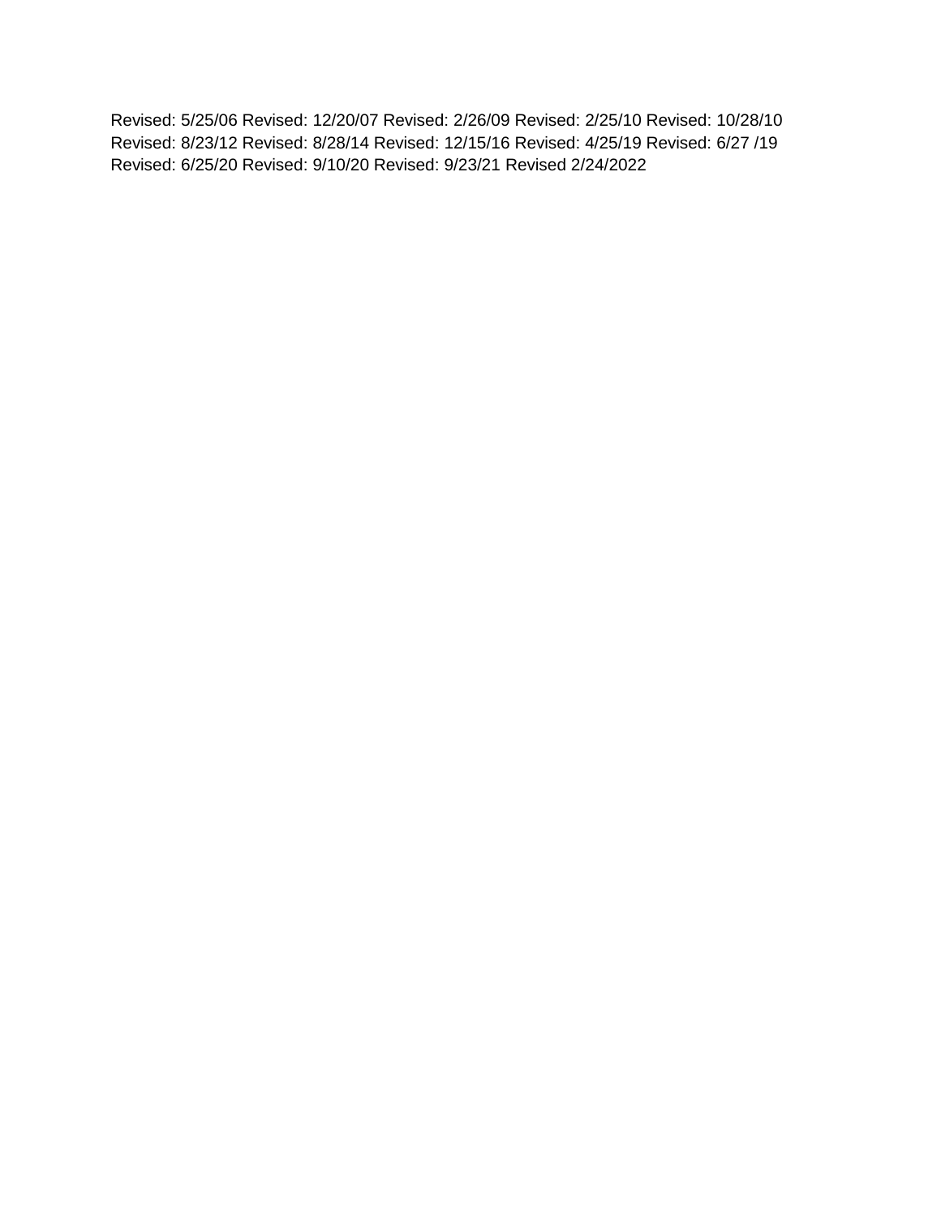Revised: 5/25/06 Revised: 12/20/07 Revised: 2/26/09 Revised: 2/25/10 Revised: 10/28/10 Revised: 8/23/12 Revised: 8/28/14 Revised: 12/15/16 Revised: 4/25/19 Revised: 6/27 /19 Revised: 6/25/20 Revised: 9/10/20 Revised: 9/23/21 Revised 2/24/2022